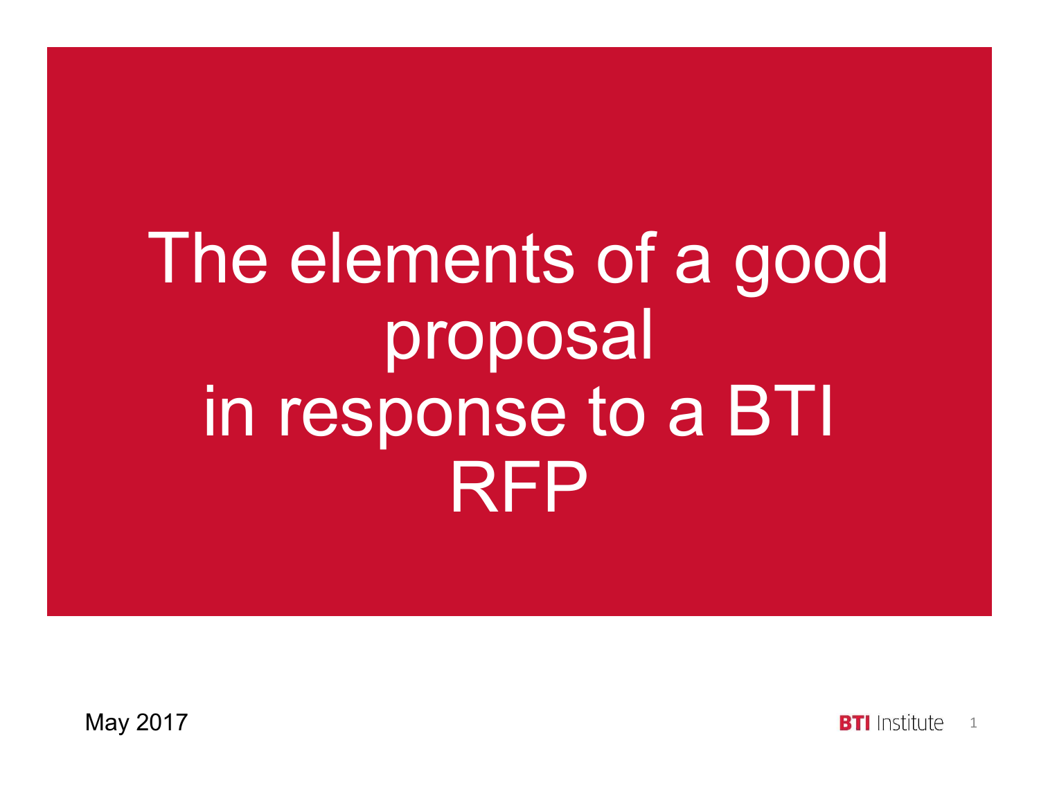# The elements of a good proposal in response to a BTI RFP

May 2017

BTI Institute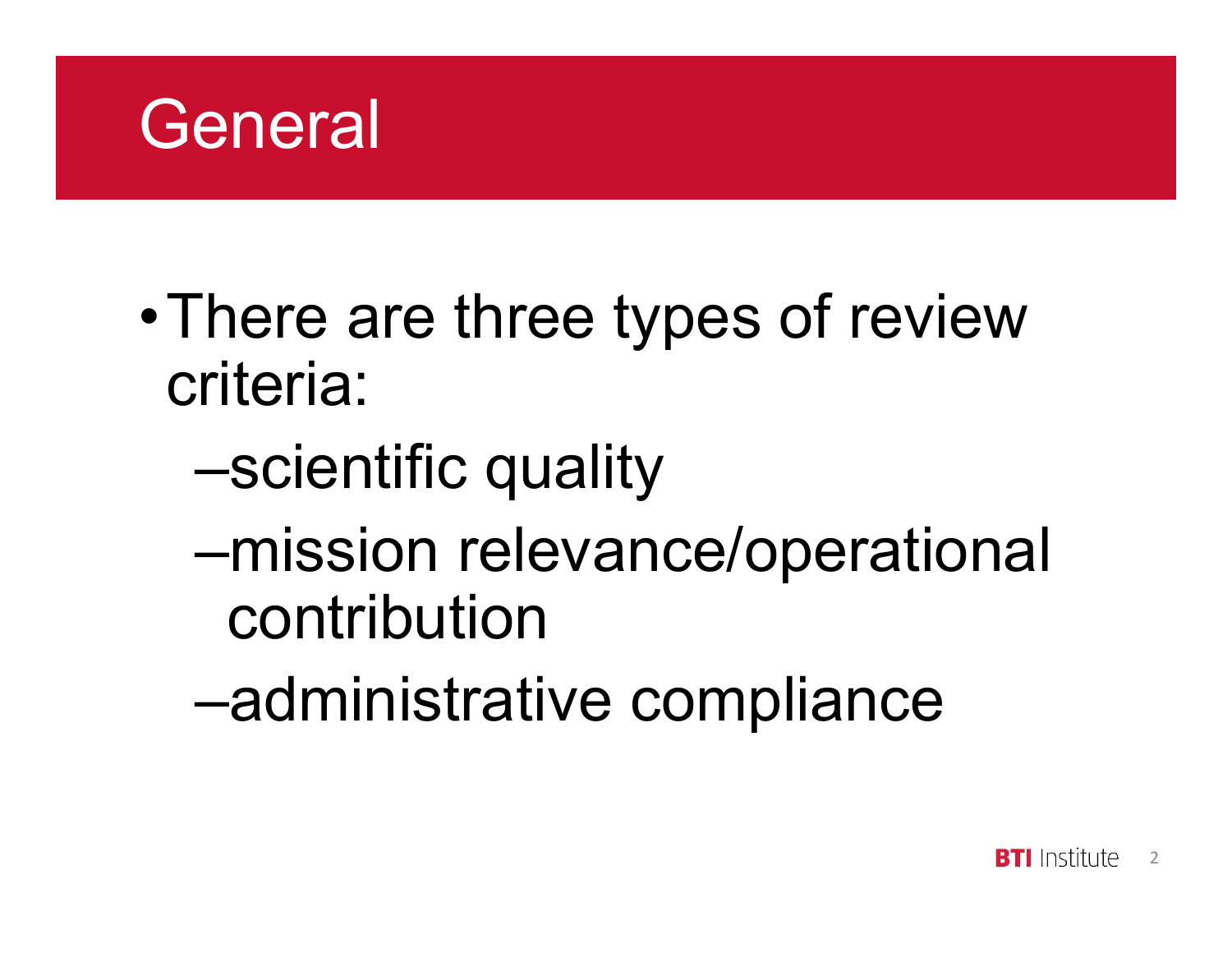# General

- There are three types of review criteria:
  - scientific quality
  - mission relevance/operational contribution
  - administrative compliance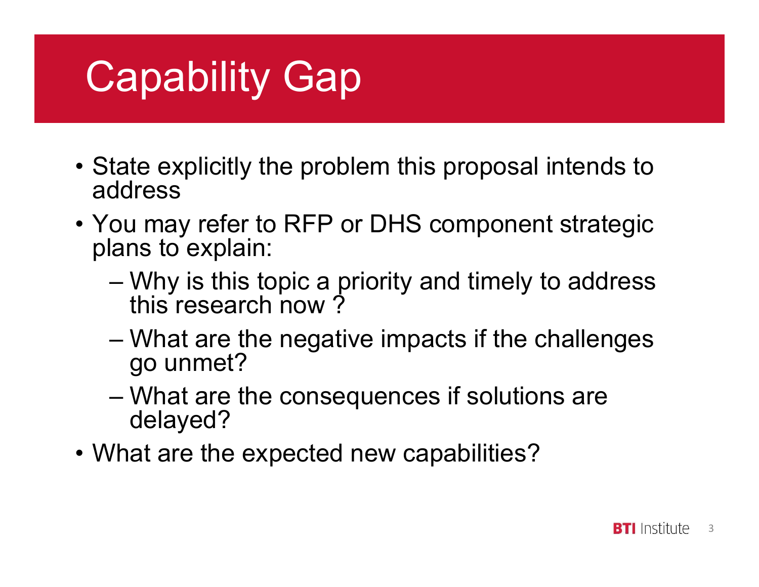# Capability Gap

- State explicitly the problem this proposal intends to address
- You may refer to RFP or DHS component strategic plans to explain:
  - Why is this topic a priority and timely to address this research now ?
  - What are the negative impacts if the challenges go unmet?
  - What are the consequences if solutions are delayed?
- What are the expected new capabilities?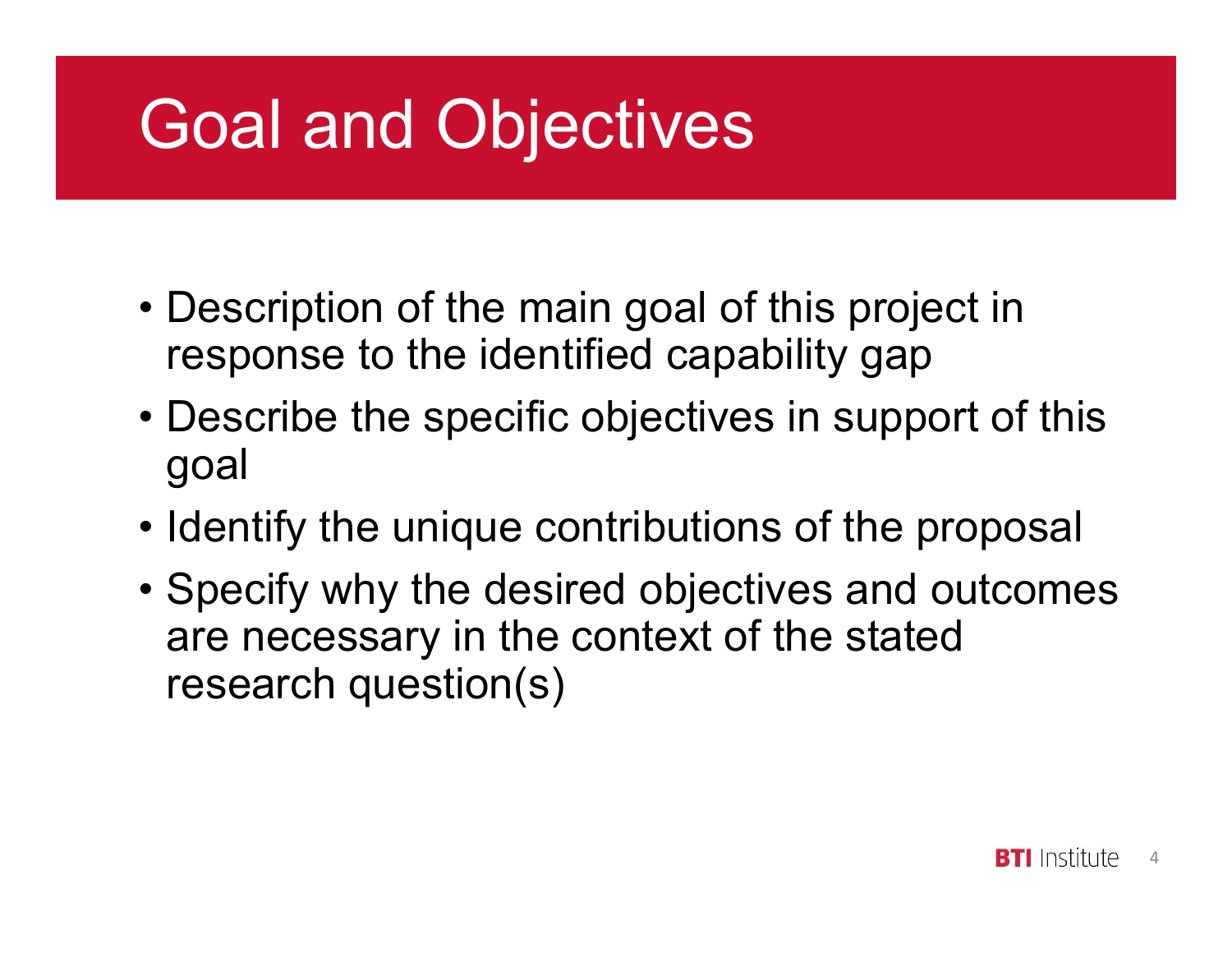# Goal and Objectives

- Description of the main goal of this project in response to the identified capability gap
- Describe the specific objectives in support of this goal
- Identify the unique contributions of the proposal
- Specify why the desired objectives and outcomes are necessary in the context of the stated research question(s)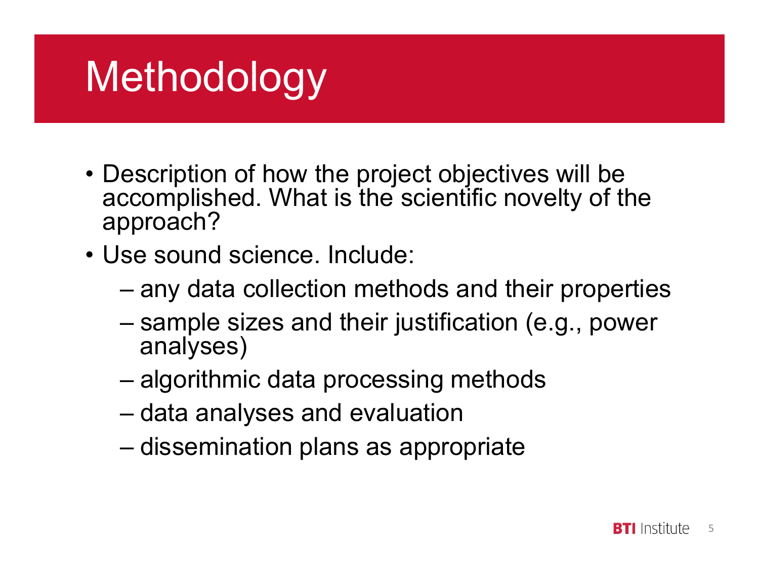# Methodology

- Description of how the project objectives will be accomplished. What is the scientific novelty of the approach?
- Use sound science. Include:
  - any data collection methods and their properties
  - sample sizes and their justification (e.g., power analyses)
  - algorithmic data processing methods
  - data analyses and evaluation
  - dissemination plans as appropriate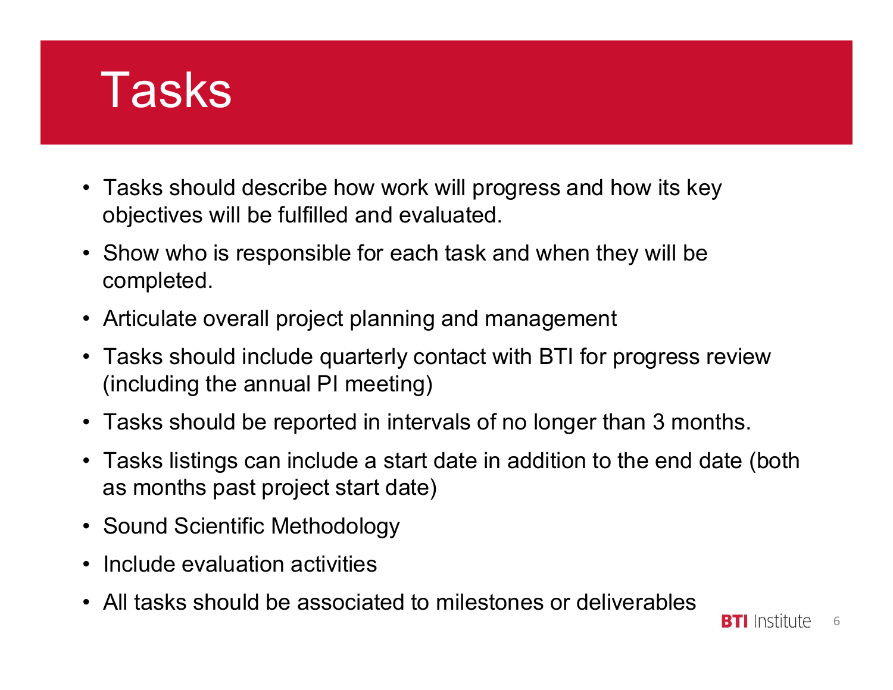# Tasks

- Tasks should describe how work will progress and how its key objectives will be fulfilled and evaluated.
- Show who is responsible for each task and when they will be completed.
- Articulate overall project planning and management
- Tasks should include quarterly contact with BTI for progress review (including the annual PI meeting)
- Tasks should be reported in intervals of no longer than 3 months.
- Tasks listings can include a start date in addition to the end date (both as months past project start date)
- Sound Scientific Methodology
- Include evaluation activities
- All tasks should be associated to milestones or deliverables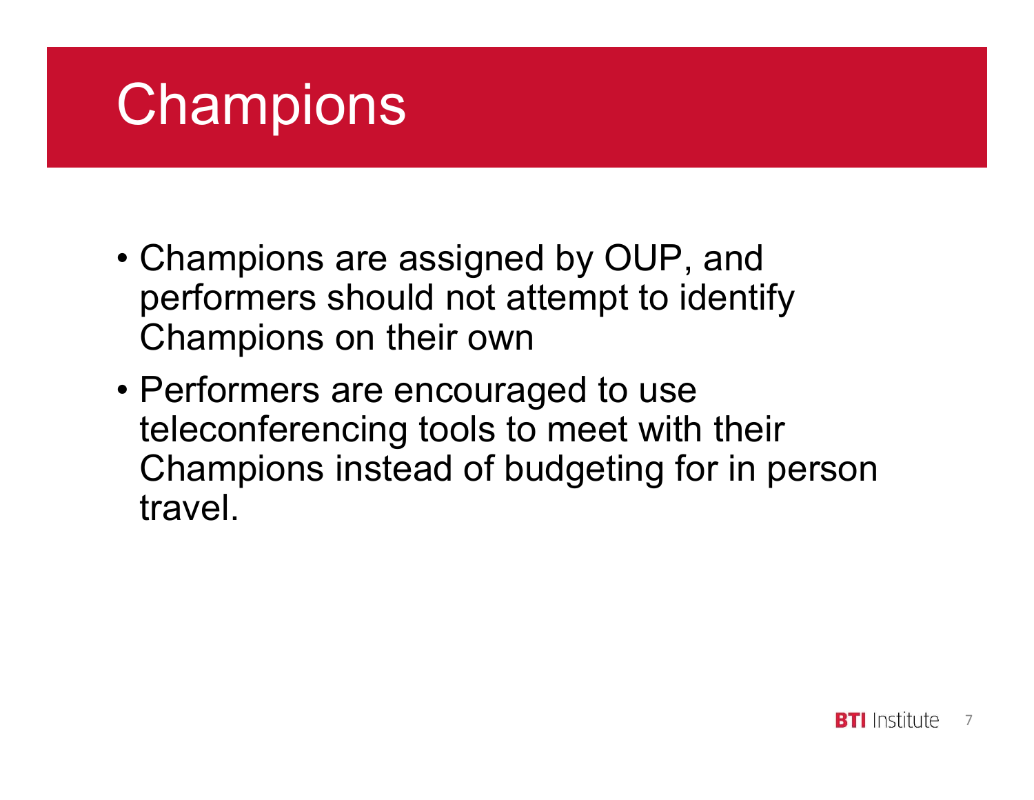# Champions

- Champions are assigned by OUP, and performers should not attempt to identify Champions on their own
- Performers are encouraged to use teleconferencing tools to meet with their Champions instead of budgeting for in person travel.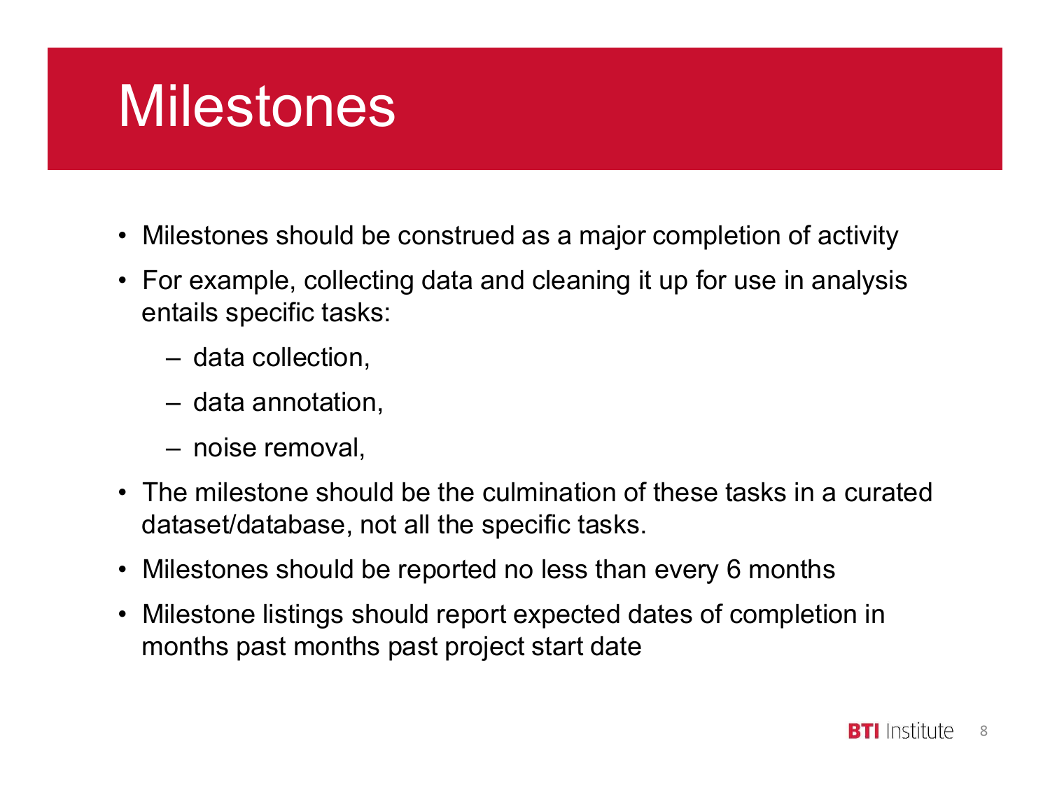# Milestones

- Milestones should be construed as a major completion of activity
- For example, collecting data and cleaning it up for use in analysis entails specific tasks:
  - data collection,
  - data annotation,
  - noise removal,
- The milestone should be the culmination of these tasks in a curated dataset/database, not all the specific tasks.
- Milestones should be reported no less than every 6 months
- Milestone listings should report expected dates of completion in months past months past project start date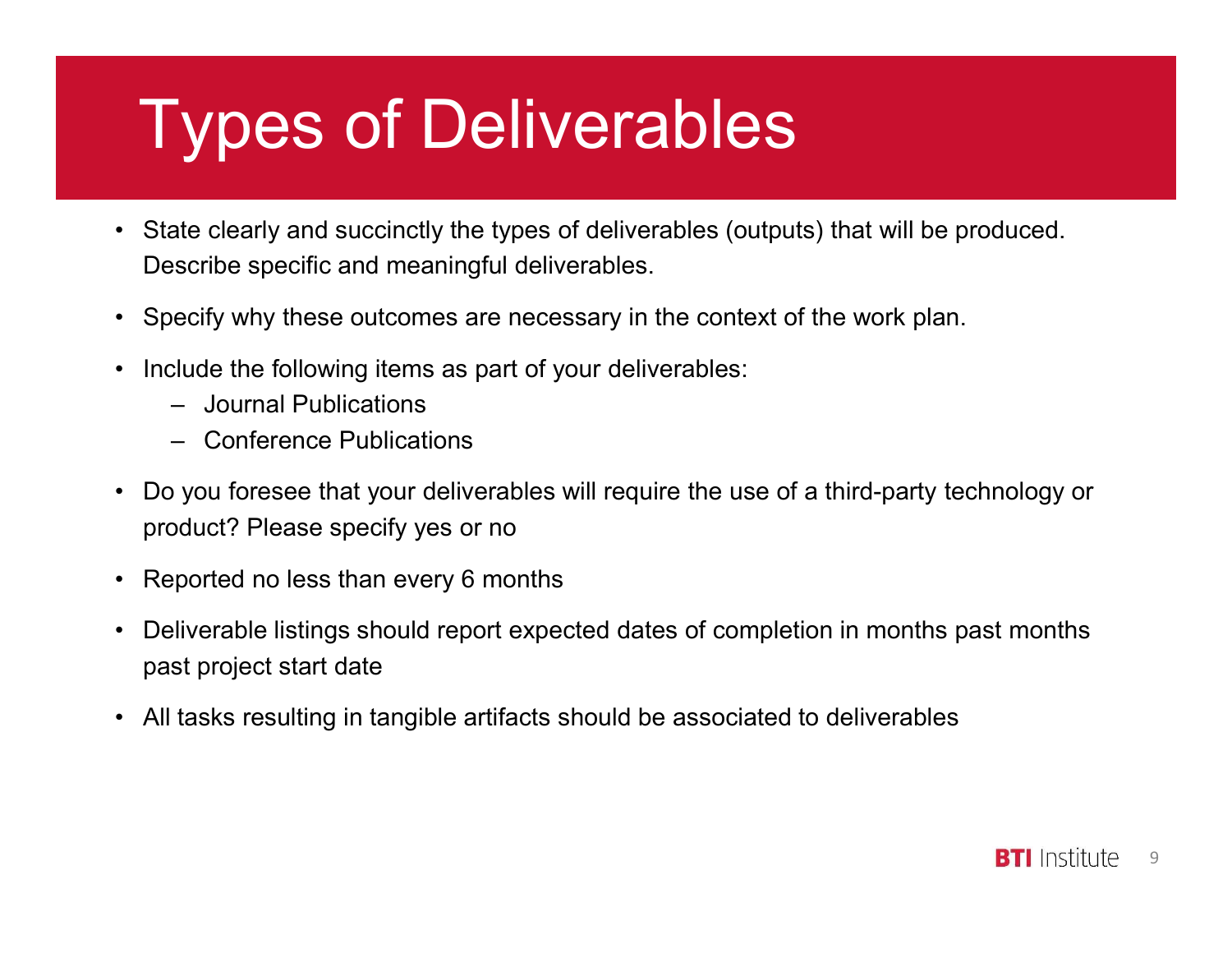# Types of Deliverables

- State clearly and succinctly the types of deliverables (outputs) that will be produced. Describe specific and meaningful deliverables.
- Specify why these outcomes are necessary in the context of the work plan.
- Include the following items as part of your deliverables:
  - Journal Publications
  - Conference Publications
- Do you foresee that your deliverables will require the use of a third-party technology or product? Please specify yes or no
- Reported no less than every 6 months
- Deliverable listings should report expected dates of completion in months past months past project start date
- All tasks resulting in tangible artifacts should be associated to deliverables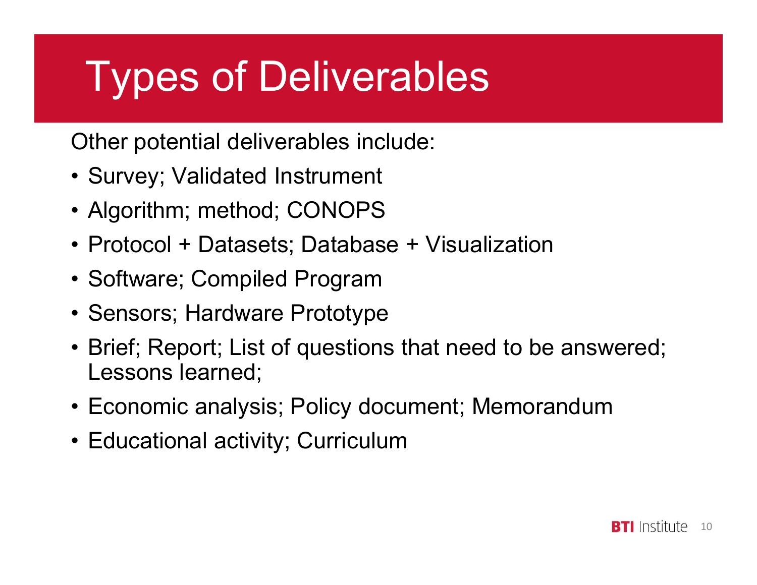# Types of Deliverables

Other potential deliverables include:

- Survey; Validated Instrument
- Algorithm; method; CONOPS
- Protocol + Datasets; Database + Visualization
- Software; Compiled Program
- Sensors; Hardware Prototype
- Brief; Report; List of questions that need to be answered; Lessons learned;
- Economic analysis; Policy document; Memorandum
- Educational activity; Curriculum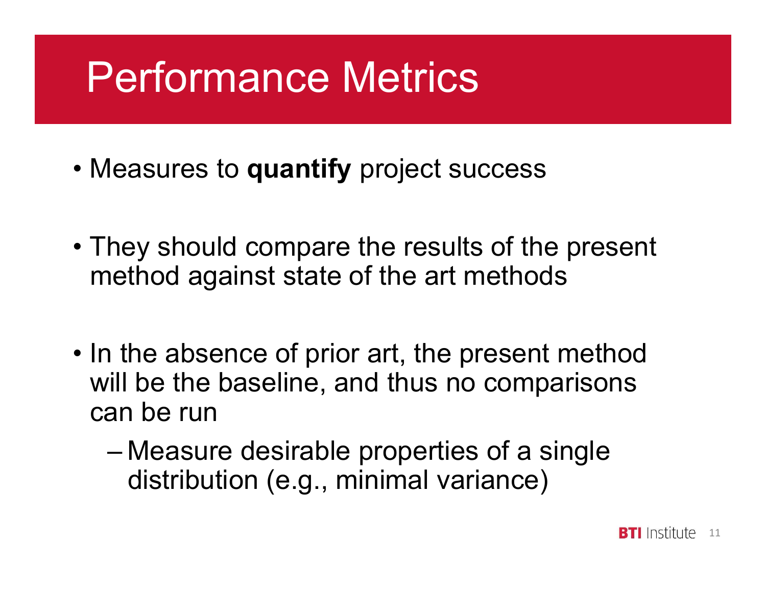# Performance Metrics

- Measures to **quantify** project success
- They should compare the results of the present method against state of the art methods
- In the absence of prior art, the present method will be the baseline, and thus no comparisons can be run
  - Measure desirable properties of a single distribution (e.g., minimal variance)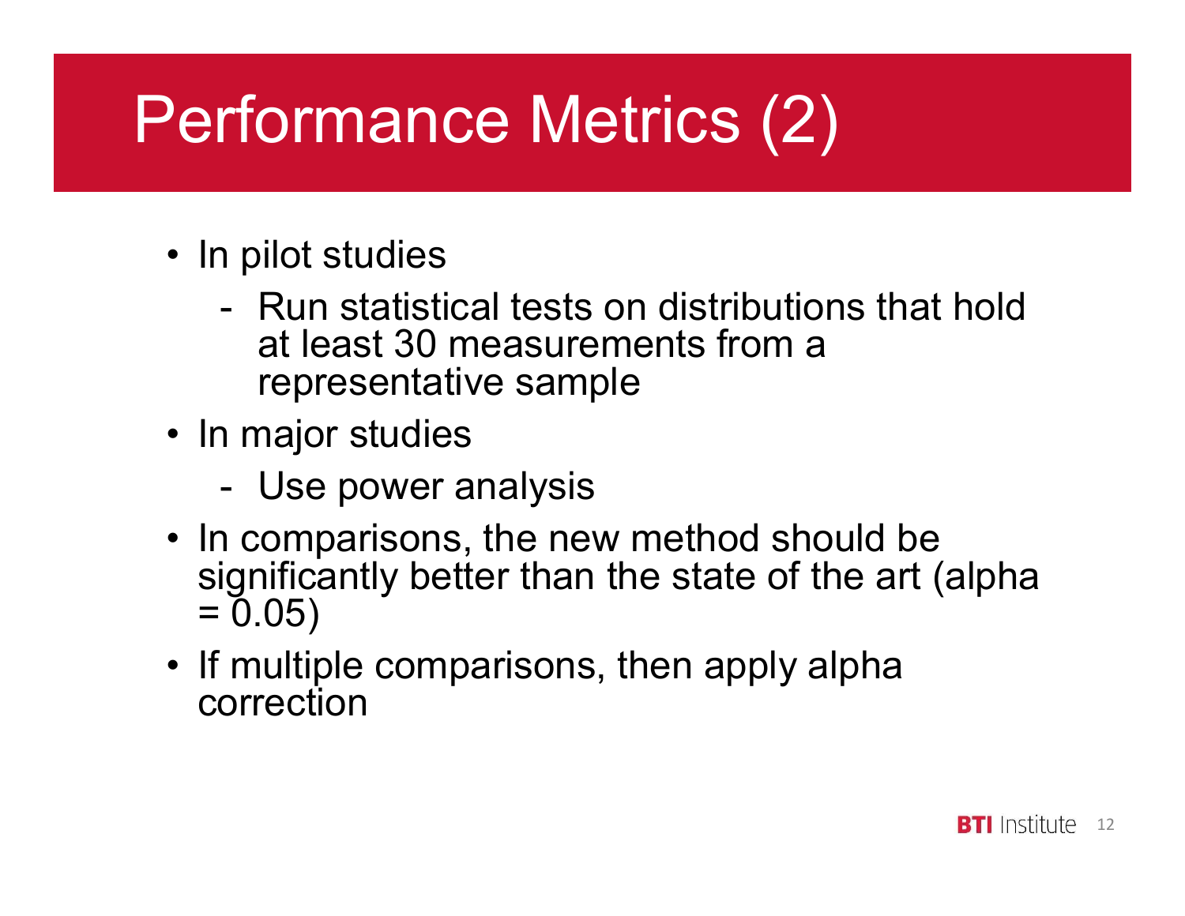# Performance Metrics (2)

- In pilot studies
  - Run statistical tests on distributions that hold at least 30 measurements from a representative sample
- In major studies
  - Use power analysis
- In comparisons, the new method should be significantly better than the state of the art (alpha = 0.05)
- If multiple comparisons, then apply alpha correction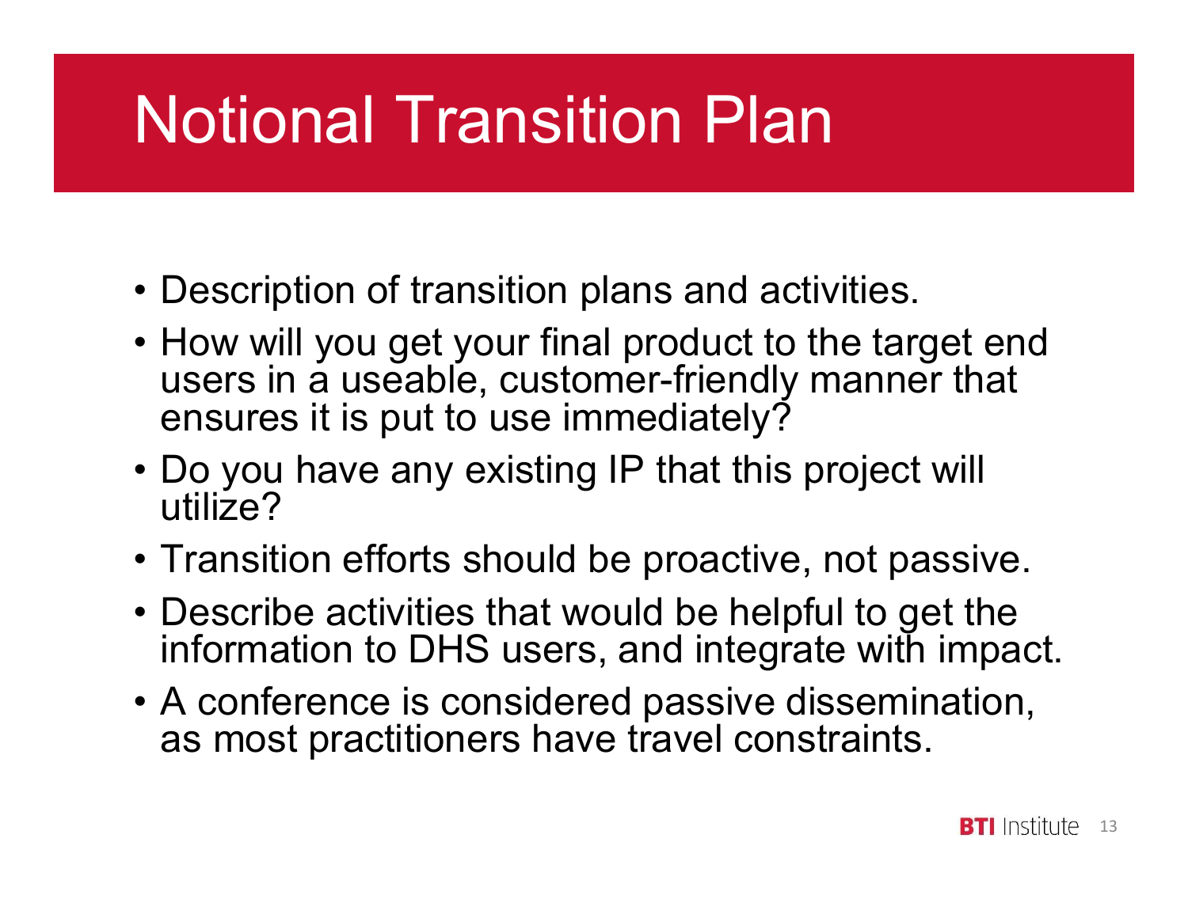# Notional Transition Plan

- Description of transition plans and activities.
- How will you get your final product to the target end users in a useable, customer-friendly manner that ensures it is put to use immediately?
- Do you have any existing IP that this project will utilize?
- Transition efforts should be proactive, not passive.
- Describe activities that would be helpful to get the information to DHS users, and integrate with impact.
- A conference is considered passive dissemination, as most practitioners have travel constraints.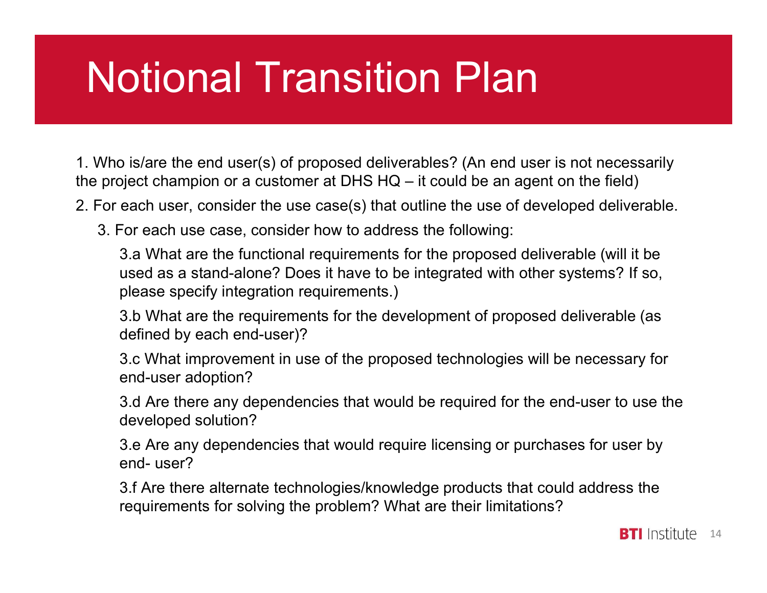# Notional Transition Plan

1. Who is/are the end user(s) of proposed deliverables? (An end user is not necessarily the project champion or a customer at DHS HQ – it could be an agent on the field)

2. For each user, consider the use case(s) that outline the use of developed deliverable.

   3. For each use case, consider how to address the following:

      3.a What are the functional requirements for the proposed deliverable (will it be used as a stand-alone? Does it have to be integrated with other systems? If so, please specify integration requirements.)

      3.b What are the requirements for the development of proposed deliverable (as defined by each end-user)?

      3.c What improvement in use of the proposed technologies will be necessary for end-user adoption?

      3.d Are there any dependencies that would be required for the end-user to use the developed solution?

      3.e Are any dependencies that would require licensing or purchases for user by end- user?

      3.f Are there alternate technologies/knowledge products that could address the requirements for solving the problem? What are their limitations?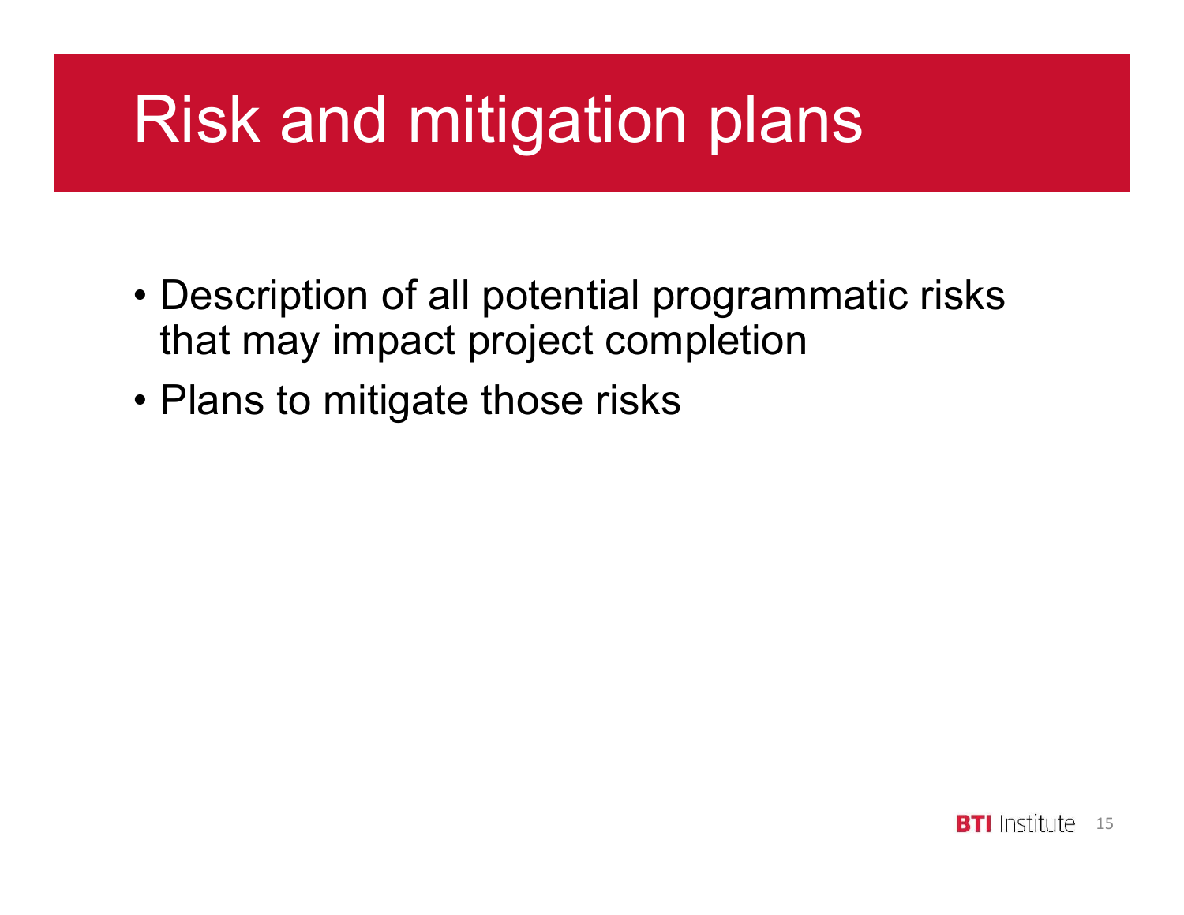# Risk and mitigation plans

- Description of all potential programmatic risks that may impact project completion
- Plans to mitigate those risks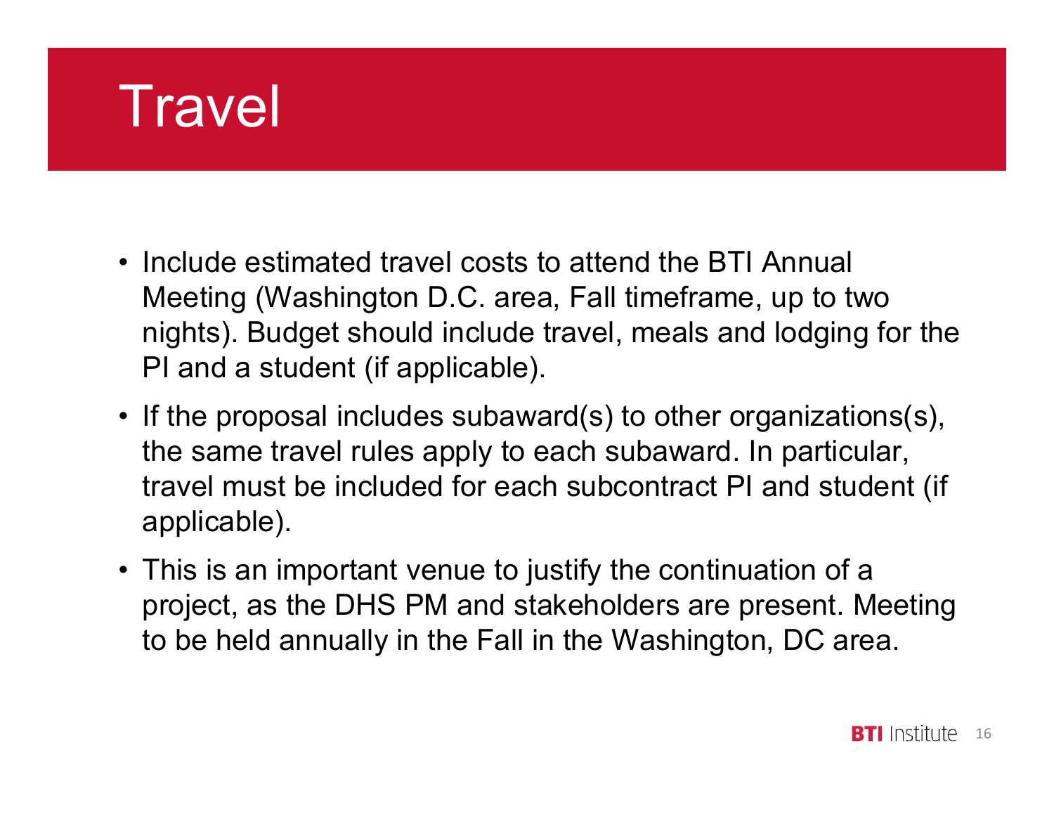# Travel

- Include estimated travel costs to attend the BTI Annual Meeting (Washington D.C. area, Fall timeframe, up to two nights). Budget should include travel, meals and lodging for the PI and a student (if applicable).
- If the proposal includes subaward(s) to other organizations(s), the same travel rules apply to each subaward. In particular, travel must be included for each subcontract PI and student (if applicable).
- This is an important venue to justify the continuation of a project, as the DHS PM and stakeholders are present. Meeting to be held annually in the Fall in the Washington, DC area.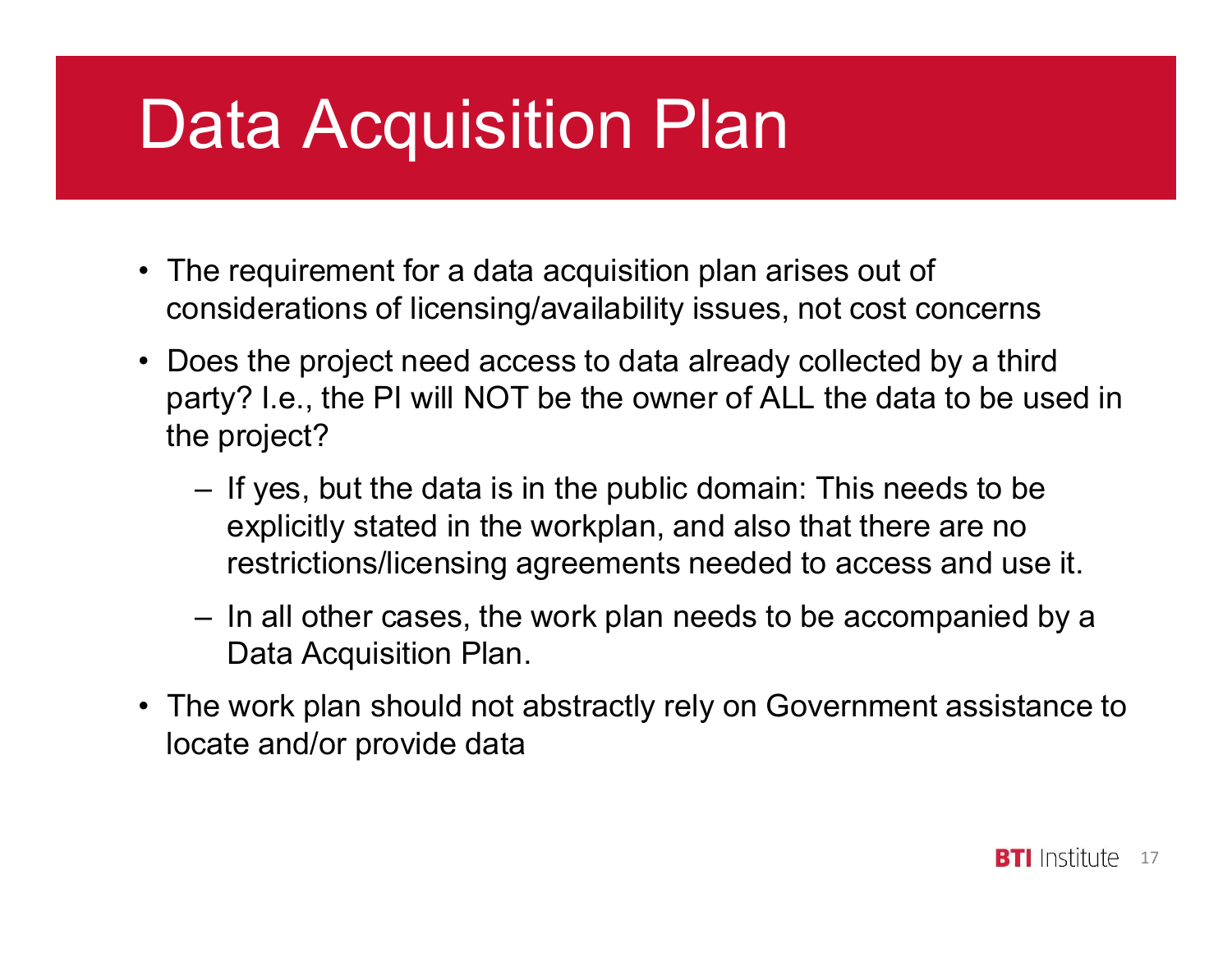# Data Acquisition Plan

- The requirement for a data acquisition plan arises out of considerations of licensing/availability issues, not cost concerns
- Does the project need access to data already collected by a third party? I.e., the PI will NOT be the owner of ALL the data to be used in the project?
  - If yes, but the data is in the public domain: This needs to be explicitly stated in the workplan, and also that there are no restrictions/licensing agreements needed to access and use it.
  - In all other cases, the work plan needs to be accompanied by a Data Acquisition Plan.
- The work plan should not abstractly rely on Government assistance to locate and/or provide data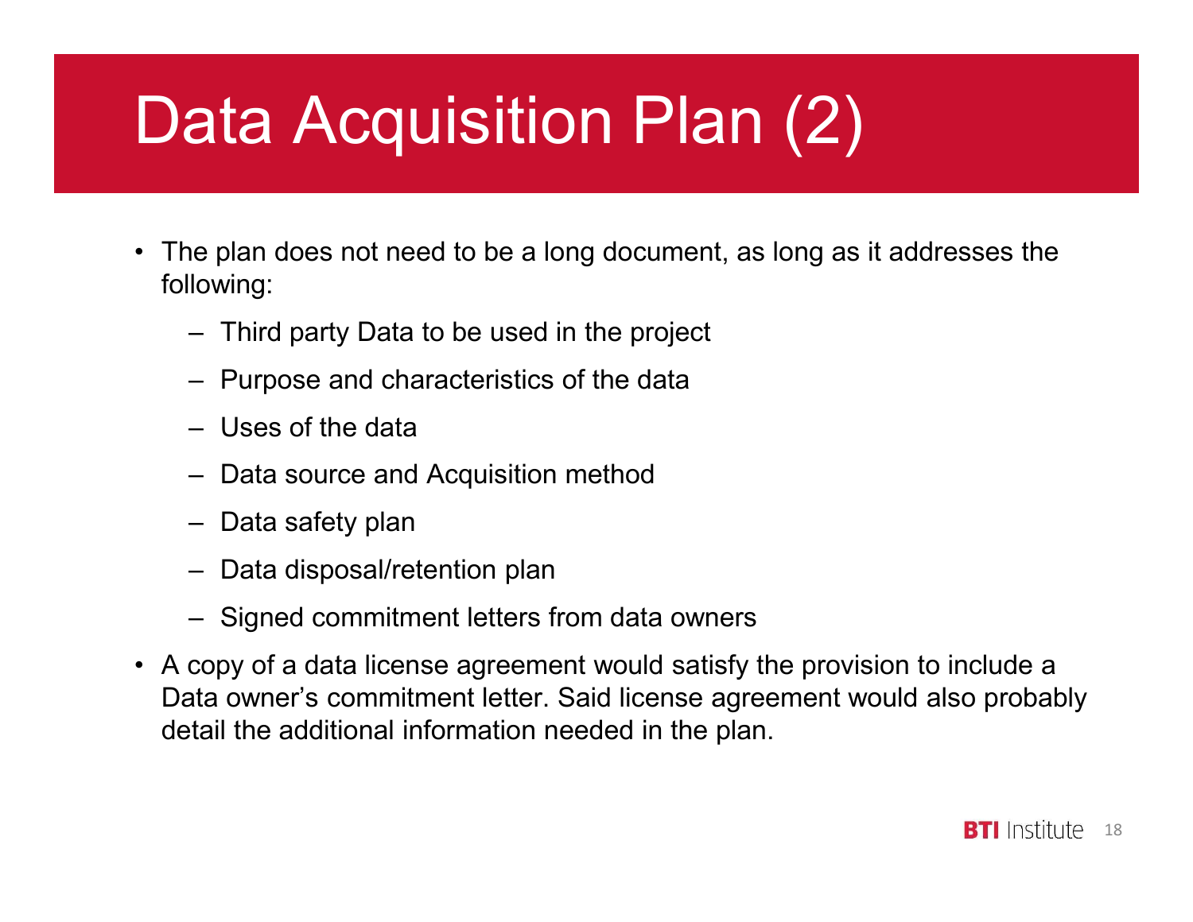# Data Acquisition Plan (2)

- The plan does not need to be a long document, as long as it addresses the following:
  - Third party Data to be used in the project
  - Purpose and characteristics of the data
  - Uses of the data
  - Data source and Acquisition method
  - Data safety plan
  - Data disposal/retention plan
  - Signed commitment letters from data owners
- A copy of a data license agreement would satisfy the provision to include a Data owner's commitment letter. Said license agreement would also probably detail the additional information needed in the plan.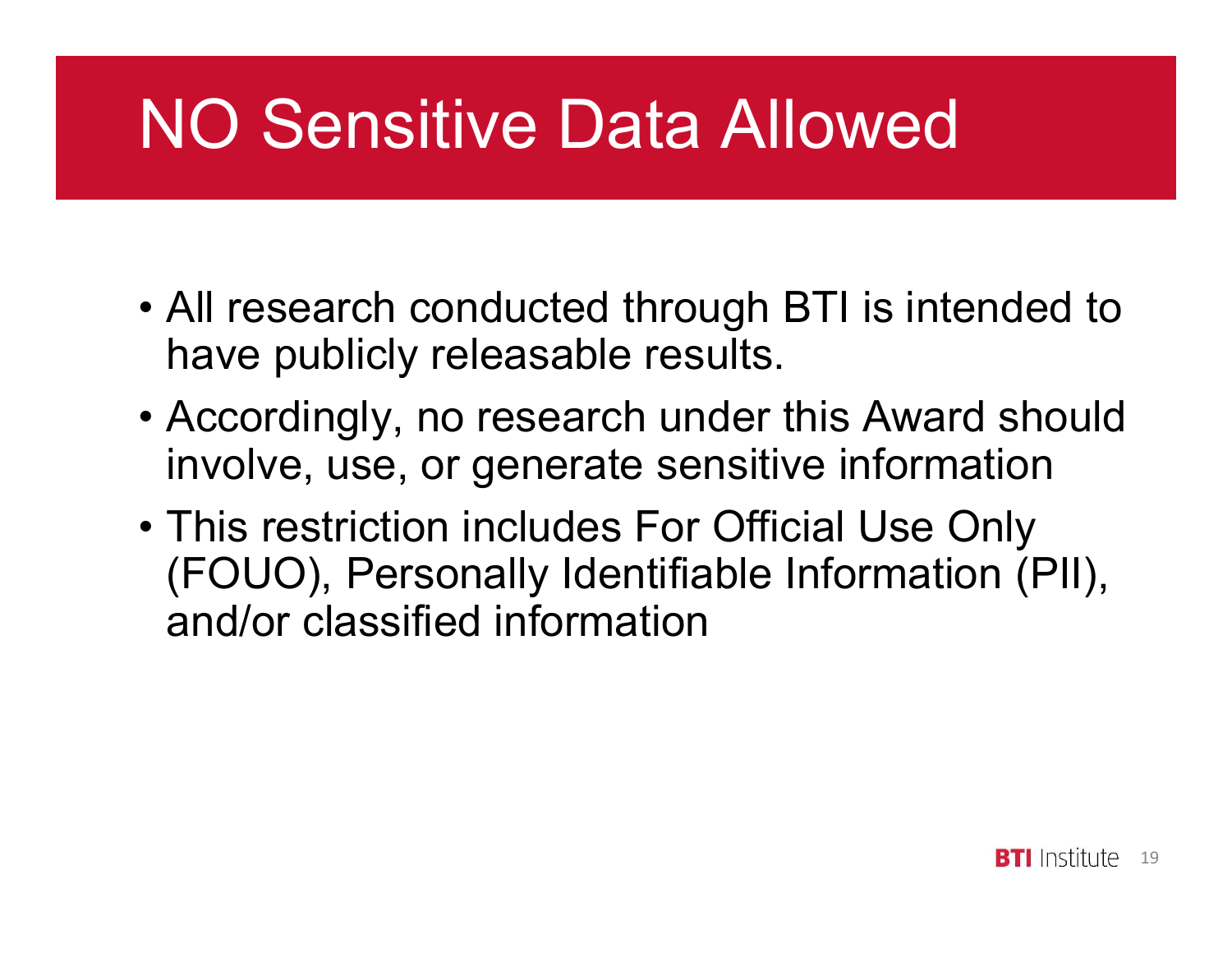# NO Sensitive Data Allowed

- All research conducted through BTI is intended to have publicly releasable results.
- Accordingly, no research under this Award should involve, use, or generate sensitive information
- This restriction includes For Official Use Only (FOUO), Personally Identifiable Information (PII), and/or classified information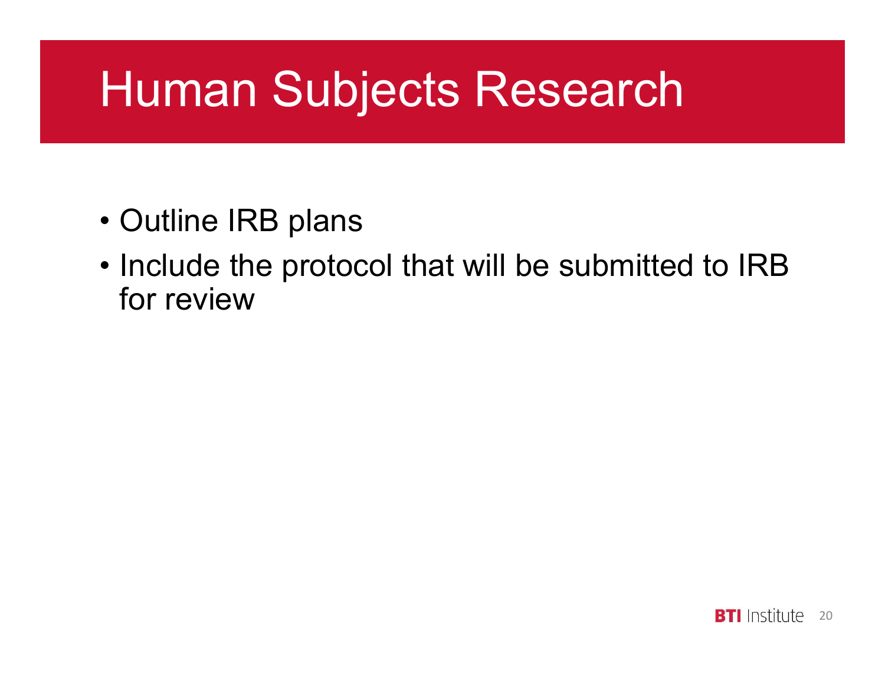# Human Subjects Research

- Outline IRB plans
- Include the protocol that will be submitted to IRB for review